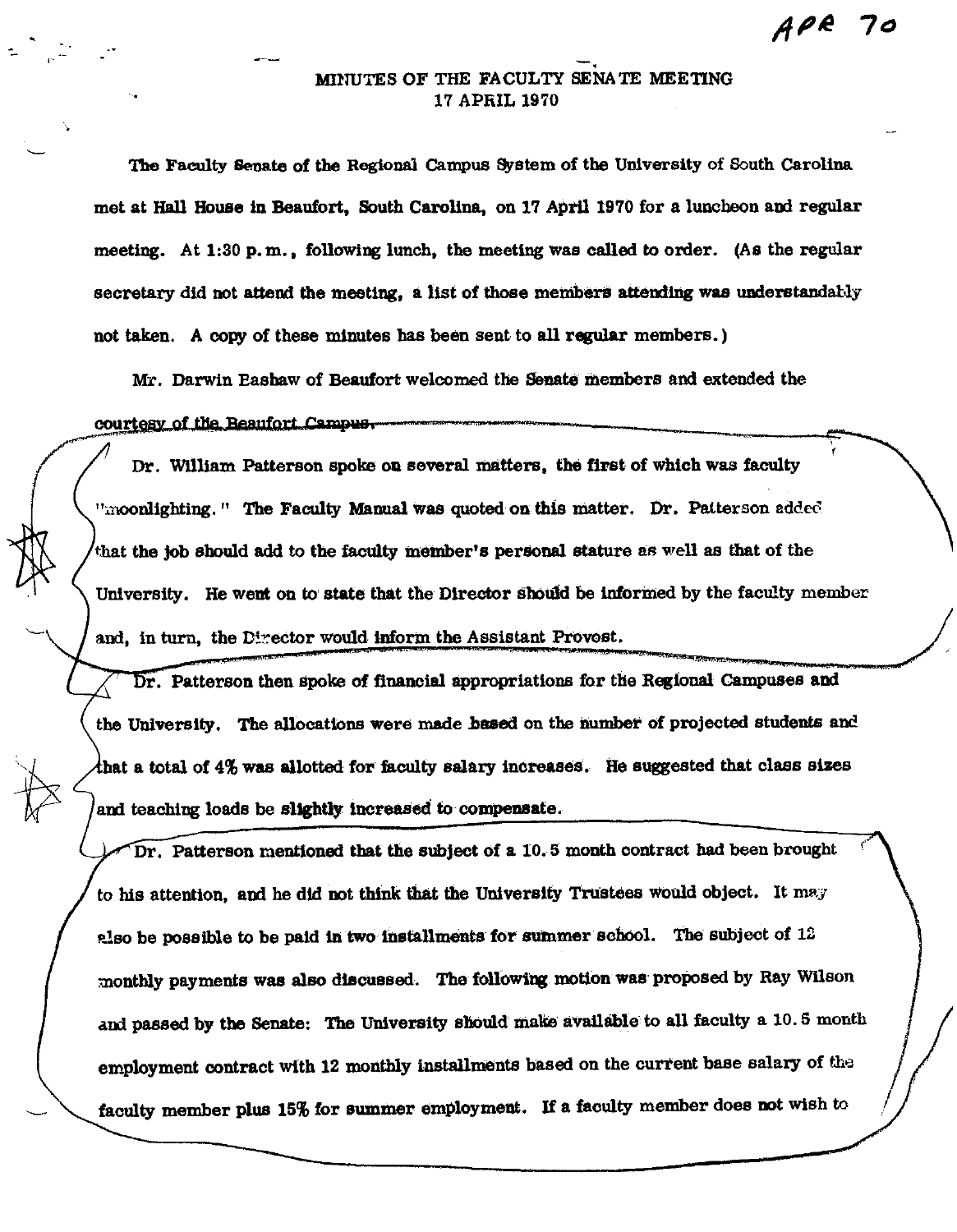APR 70

# MINUTES OF THE FACULTY SENATE MEETING
## 17 APRIL 1970

The Faculty Senate of the Regional Campus System of the University of South Carolina met at Hall House in Beaufort, South Carolina, on 17 April 1970 for a luncheon and regular meeting. At 1:30 p.m., following lunch, the meeting was called to order. (As the regular secretary did not attend the meeting, a list of those members attending was understandably not taken. A copy of these minutes has been sent to all regular members.)

Mr. Darwin Bashaw of Beaufort welcomed the Senate members and extended the courtesy of the Beaufort Campus.

Dr. William Patterson spoke on several matters, the first of which was faculty "moonlighting." The Faculty Manual was quoted on this matter. Dr. Patterson added that the job should add to the faculty member's personal stature as well as that of the University. He went on to state that the Director should be informed by the faculty member and, in turn, the Director would inform the Assistant Provost.

Dr. Patterson then spoke of financial appropriations for the Regional Campuses and the University. The allocations were made based on the number of projected students and that a total of 4% was allotted for faculty salary increases. He suggested that class sizes and teaching loads be slightly increased to compensate.

Dr. Patterson mentioned that the subject of a 10.5 month contract had been brought to his attention, and he did not think that the University Trustees would object. It may also be possible to be paid in two installments for summer school. The subject of 12 monthly payments was also discussed. The following motion was proposed by Ray Wilson and passed by the Senate: The University should make available to all faculty a 10.5 month employment contract with 12 monthly installments based on the current base salary of the faculty member plus 15% for summer employment. If a faculty member does not wish to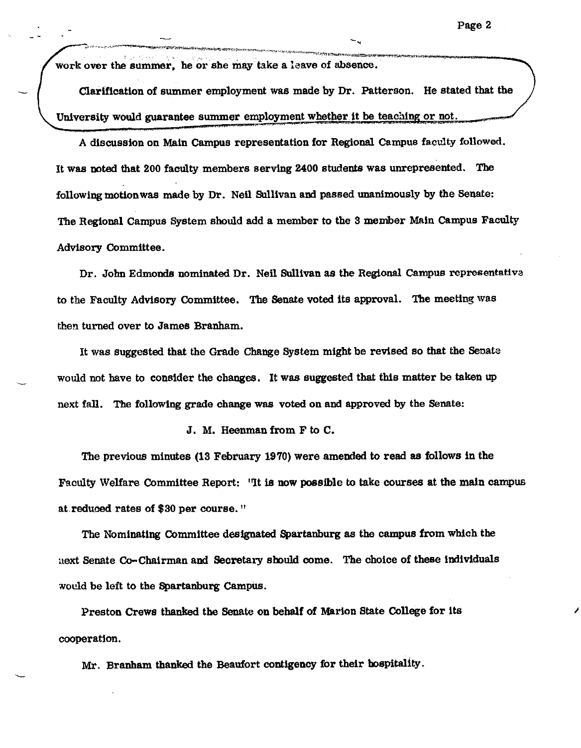work over the summer, he or she may take a leave of absence.

Clarification of summer employment was made by Dr. Patterson. He stated that the University would guarantee summer employment whether it be teaching or not.

A discussion on Main Campus representation for Regional Campus faculty followed. It was noted that 200 faculty members serving 2400 students was unrepresented. The following motion was made by Dr. Neil Sullivan and passed unanimously by the Senate: The Regional Campus System should add a member to the 3 member Main Campus Faculty Advisory Committee.

Dr. John Edmonds nominated Dr. Neil Sullivan as the Regional Campus representative to the Faculty Advisory Committee. The Senate voted its approval. The meeting was then turned over to James Branham.

It was suggested that the Grade Change System might be revised so that the Senate would not have to consider the changes. It was suggested that this matter be taken up next fall. The following grade change was voted on and approved by the Senate:

J. M. Heenman from F to C.

The previous minutes (13 February 1970) were amended to read as follows in the Faculty Welfare Committee Report: "It is now possible to take courses at the main campus at reduced rates of $30 per course."

The Nominating Committee designated Spartanburg as the campus from which the next Senate Co-Chairman and Secretary should come. The choice of these individuals would be left to the Spartanburg Campus.

Preston Crews thanked the Senate on behalf of Marion State College for its cooperation.

Mr. Branham thanked the Beaufort contigency for their hospitality.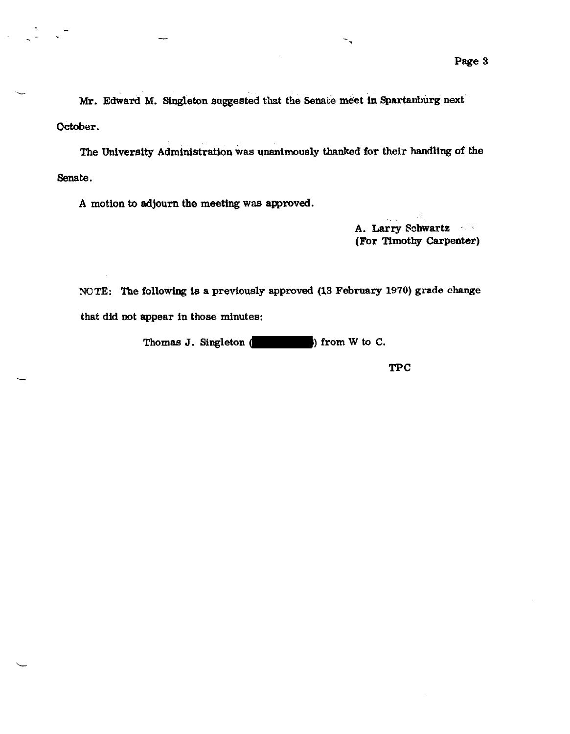Mr. Edward M. Singleton suggested that the Senate meet in Spartanburg next October.

The University Administration was unanimously thanked for their handling of the Senate.

A motion to adjourn the meeting was approved.

A. Larry Schwartz
(For Timothy Carpenter)

NOTE: The following is a previously approved (13 February 1970) grade change that did not appear in those minutes:

Thomas J. Singleton (█████████) from W to C.

TPC